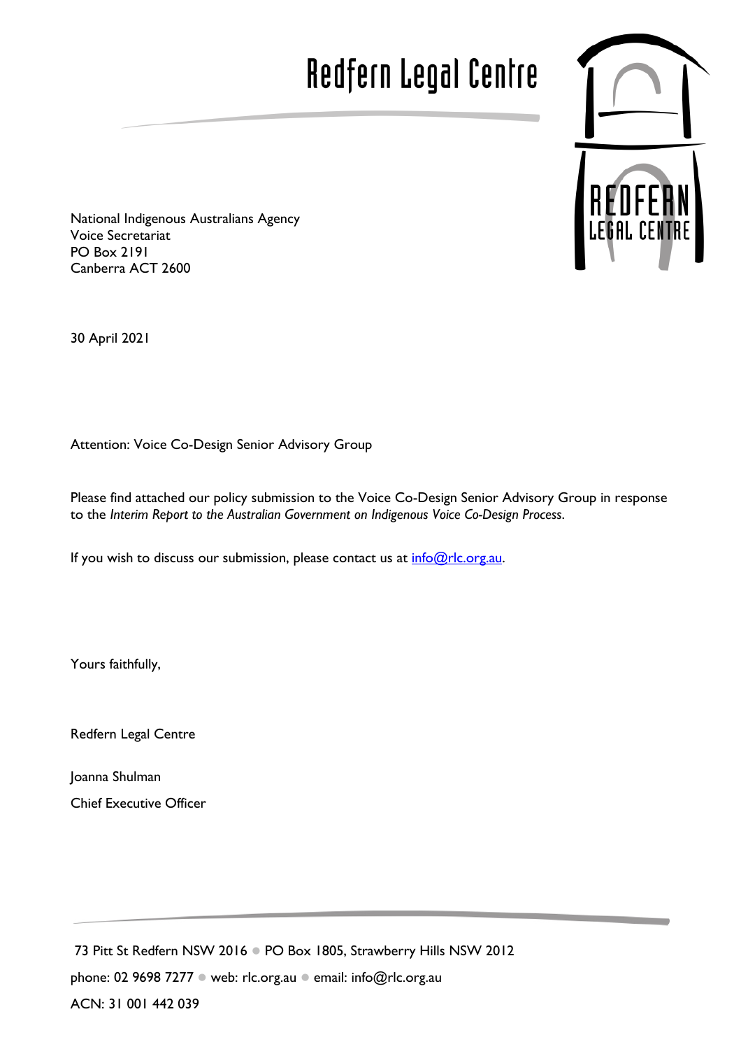# Redfern Legal Centre

National Indigenous Australians Agency
Voice Secretariat
PO Box 2191
Canberra ACT 2600

30 April 2021

Attention: Voice Co-Design Senior Advisory Group

Please find attached our policy submission to the Voice Co-Design Senior Advisory Group in response to the *Interim Report to the Australian Government on Indigenous Voice Co-Design Process*.

If you wish to discuss our submission, please contact us at info@rlc.org.au.

Yours faithfully,

Redfern Legal Centre

Joanna Shulman

Chief Executive Officer

73 Pitt St Redfern NSW 2016 ● PO Box 1805, Strawberry Hills NSW 2012

phone: 02 9698 7277 ● web: rlc.org.au ● email: info@rlc.org.au

ACN: 31 001 442 039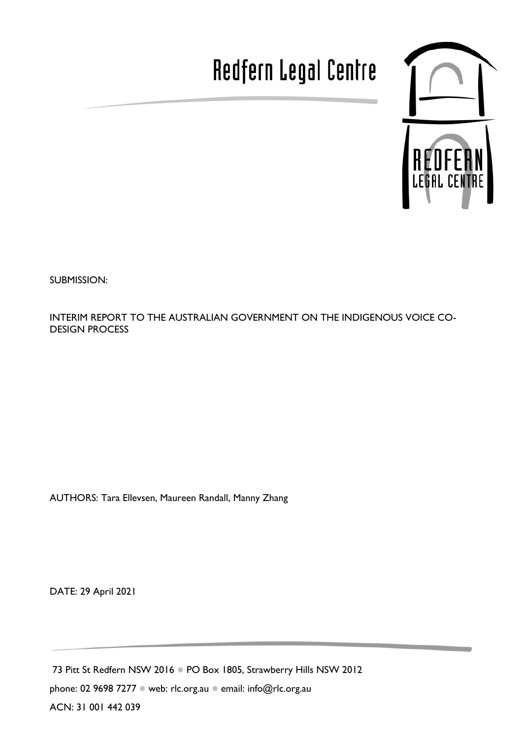# Redfern Legal Centre

SUBMISSION:

INTERIM REPORT TO THE AUSTRALIAN GOVERNMENT ON THE INDIGENOUS VOICE CO-DESIGN PROCESS

AUTHORS: Tara Ellevsen, Maureen Randall, Manny Zhang

DATE: 29 April 2021

73 Pitt St Redfern NSW 2016 ● PO Box 1805, Strawberry Hills NSW 2012

phone: 02 9698 7277 ● web: rlc.org.au ● email: info@rlc.org.au

ACN: 31 001 442 039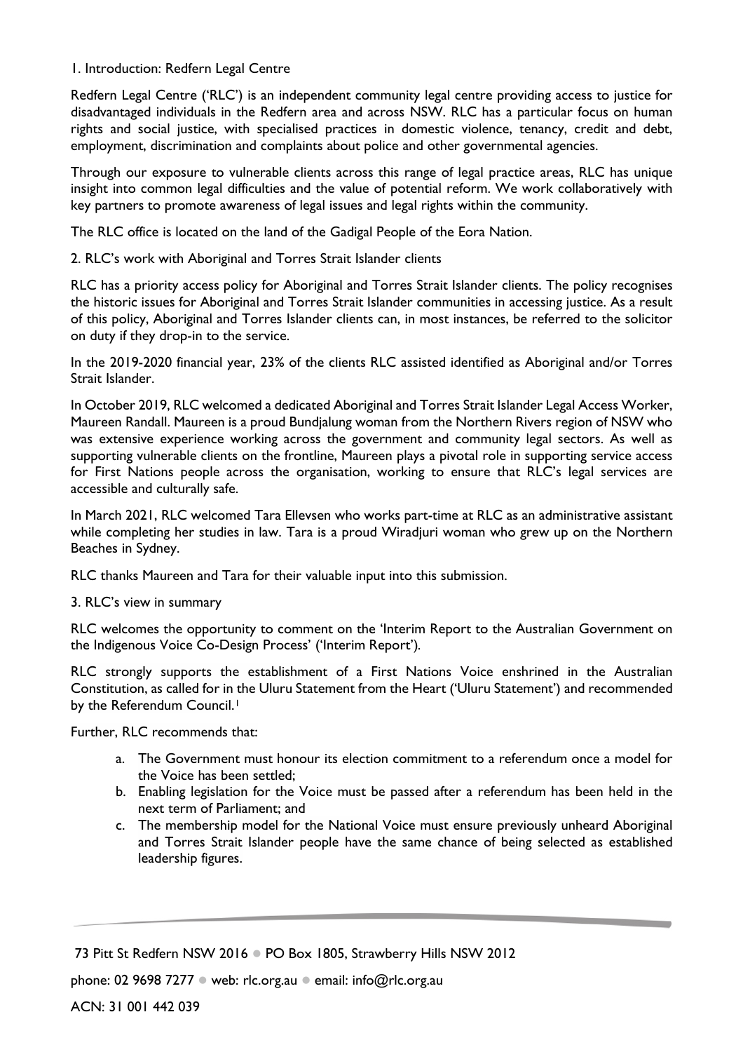## 1. Introduction: Redfern Legal Centre

Redfern Legal Centre ('RLC') is an independent community legal centre providing access to justice for disadvantaged individuals in the Redfern area and across NSW. RLC has a particular focus on human rights and social justice, with specialised practices in domestic violence, tenancy, credit and debt, employment, discrimination and complaints about police and other governmental agencies.

Through our exposure to vulnerable clients across this range of legal practice areas, RLC has unique insight into common legal difficulties and the value of potential reform. We work collaboratively with key partners to promote awareness of legal issues and legal rights within the community.

The RLC office is located on the land of the Gadigal People of the Eora Nation.

## 2. RLC's work with Aboriginal and Torres Strait Islander clients

RLC has a priority access policy for Aboriginal and Torres Strait Islander clients. The policy recognises the historic issues for Aboriginal and Torres Strait Islander communities in accessing justice. As a result of this policy, Aboriginal and Torres Islander clients can, in most instances, be referred to the solicitor on duty if they drop-in to the service.

In the 2019-2020 financial year, 23% of the clients RLC assisted identified as Aboriginal and/or Torres Strait Islander.

In October 2019, RLC welcomed a dedicated Aboriginal and Torres Strait Islander Legal Access Worker, Maureen Randall. Maureen is a proud Bundjalung woman from the Northern Rivers region of NSW who was extensive experience working across the government and community legal sectors. As well as supporting vulnerable clients on the frontline, Maureen plays a pivotal role in supporting service access for First Nations people across the organisation, working to ensure that RLC's legal services are accessible and culturally safe.

In March 2021, RLC welcomed Tara Ellevsen who works part-time at RLC as an administrative assistant while completing her studies in law. Tara is a proud Wiradjuri woman who grew up on the Northern Beaches in Sydney.

RLC thanks Maureen and Tara for their valuable input into this submission.

## 3. RLC's view in summary

RLC welcomes the opportunity to comment on the 'Interim Report to the Australian Government on the Indigenous Voice Co-Design Process' ('Interim Report').

RLC strongly supports the establishment of a First Nations Voice enshrined in the Australian Constitution, as called for in the Uluru Statement from the Heart ('Uluru Statement') and recommended by the Referendum Council.[1]

Further, RLC recommends that:

a. The Government must honour its election commitment to a referendum once a model for the Voice has been settled;
b. Enabling legislation for the Voice must be passed after a referendum has been held in the next term of Parliament; and
c. The membership model for the National Voice must ensure previously unheard Aboriginal and Torres Strait Islander people have the same chance of being selected as established leadership figures.

73 Pitt St Redfern NSW 2016 ● PO Box 1805, Strawberry Hills NSW 2012

phone: 02 9698 7277 ● web: rlc.org.au ● email: info@rlc.org.au

ACN: 31 001 442 039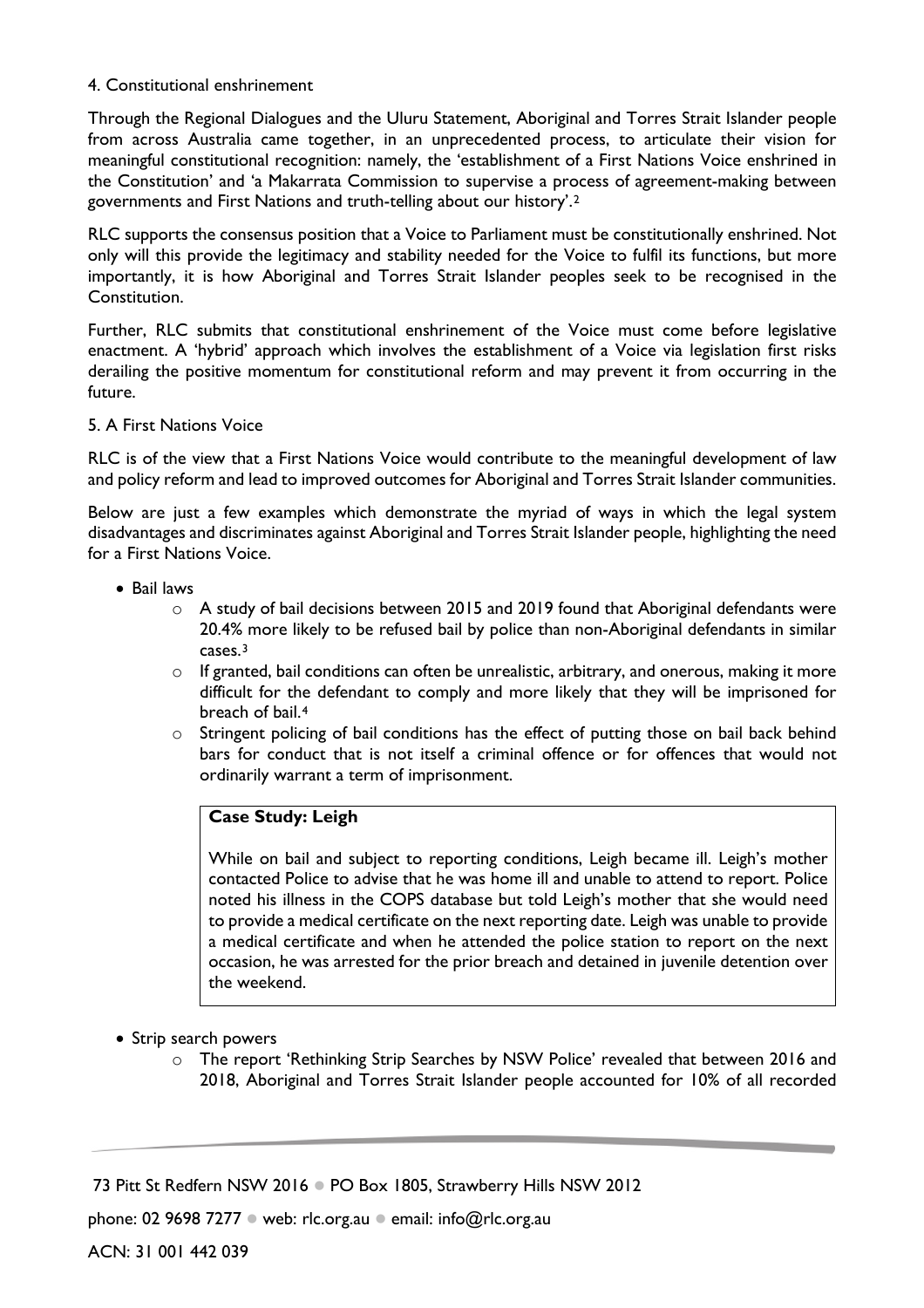4. Constitutional enshrinement

Through the Regional Dialogues and the Uluru Statement, Aboriginal and Torres Strait Islander people from across Australia came together, in an unprecedented process, to articulate their vision for meaningful constitutional recognition: namely, the 'establishment of a First Nations Voice enshrined in the Constitution' and 'a Makarrata Commission to supervise a process of agreement-making between governments and First Nations and truth-telling about our history'.[2]

RLC supports the consensus position that a Voice to Parliament must be constitutionally enshrined. Not only will this provide the legitimacy and stability needed for the Voice to fulfil its functions, but more importantly, it is how Aboriginal and Torres Strait Islander peoples seek to be recognised in the Constitution.

Further, RLC submits that constitutional enshrinement of the Voice must come before legislative enactment. A 'hybrid' approach which involves the establishment of a Voice via legislation first risks derailing the positive momentum for constitutional reform and may prevent it from occurring in the future.

5. A First Nations Voice

RLC is of the view that a First Nations Voice would contribute to the meaningful development of law and policy reform and lead to improved outcomes for Aboriginal and Torres Strait Islander communities.

Below are just a few examples which demonstrate the myriad of ways in which the legal system disadvantages and discriminates against Aboriginal and Torres Strait Islander people, highlighting the need for a First Nations Voice.

- Bail laws
  - A study of bail decisions between 2015 and 2019 found that Aboriginal defendants were 20.4% more likely to be refused bail by police than non-Aboriginal defendants in similar cases.[3]
  - If granted, bail conditions can often be unrealistic, arbitrary, and onerous, making it more difficult for the defendant to comply and more likely that they will be imprisoned for breach of bail.[4]
  - Stringent policing of bail conditions has the effect of putting those on bail back behind bars for conduct that is not itself a criminal offence or for offences that would not ordinarily warrant a term of imprisonment.

> **Case Study: Leigh**
>
> While on bail and subject to reporting conditions, Leigh became ill. Leigh's mother contacted Police to advise that he was home ill and unable to attend to report. Police noted his illness in the COPS database but told Leigh's mother that she would need to provide a medical certificate on the next reporting date. Leigh was unable to provide a medical certificate and when he attended the police station to report on the next occasion, he was arrested for the prior breach and detained in juvenile detention over the weekend.

- Strip search powers
  - The report 'Rethinking Strip Searches by NSW Police' revealed that between 2016 and 2018, Aboriginal and Torres Strait Islander people accounted for 10% of all recorded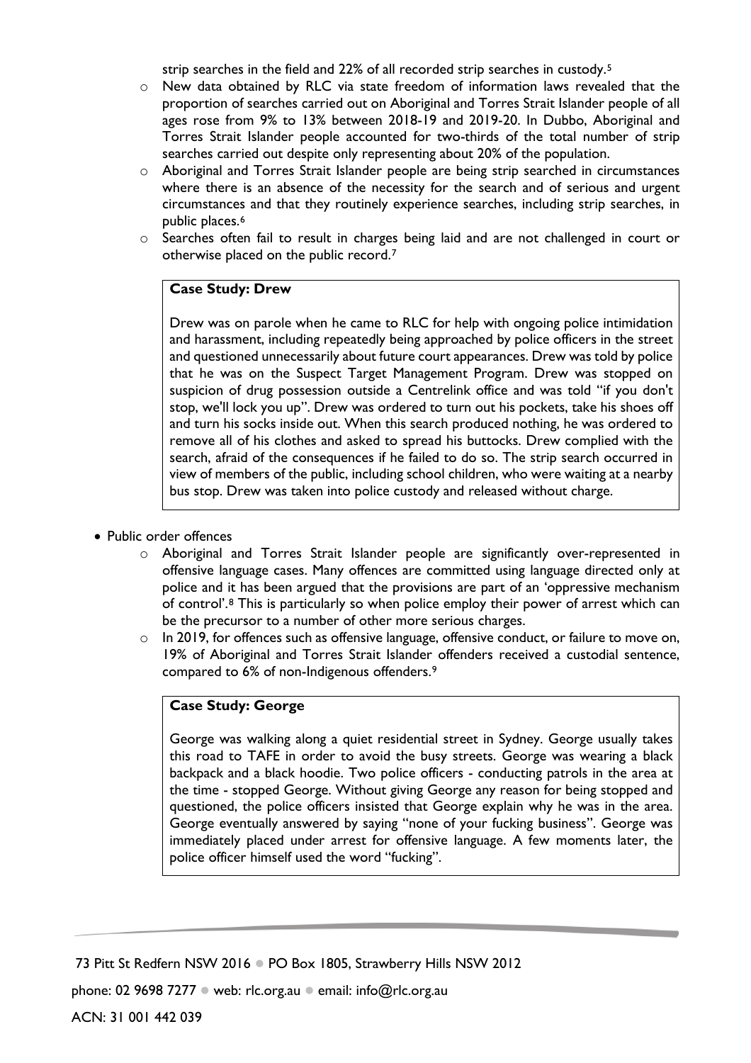strip searches in the field and 22% of all recorded strip searches in custody.[5]

- New data obtained by RLC via state freedom of information laws revealed that the proportion of searches carried out on Aboriginal and Torres Strait Islander people of all ages rose from 9% to 13% between 2018-19 and 2019-20. In Dubbo, Aboriginal and Torres Strait Islander people accounted for two-thirds of the total number of strip searches carried out despite only representing about 20% of the population.
- Aboriginal and Torres Strait Islander people are being strip searched in circumstances where there is an absence of the necessity for the search and of serious and urgent circumstances and that they routinely experience searches, including strip searches, in public places.[6]
- Searches often fail to result in charges being laid and are not challenged in court or otherwise placed on the public record.[7]

> **Case Study: Drew**
>
> Drew was on parole when he came to RLC for help with ongoing police intimidation and harassment, including repeatedly being approached by police officers in the street and questioned unnecessarily about future court appearances. Drew was told by police that he was on the Suspect Target Management Program. Drew was stopped on suspicion of drug possession outside a Centrelink office and was told "if you don't stop, we'll lock you up". Drew was ordered to turn out his pockets, take his shoes off and turn his socks inside out. When this search produced nothing, he was ordered to remove all of his clothes and asked to spread his buttocks. Drew complied with the search, afraid of the consequences if he failed to do so. The strip search occurred in view of members of the public, including school children, who were waiting at a nearby bus stop. Drew was taken into police custody and released without charge.

- Public order offences
  - Aboriginal and Torres Strait Islander people are significantly over-represented in offensive language cases. Many offences are committed using language directed only at police and it has been argued that the provisions are part of an 'oppressive mechanism of control'.[8] This is particularly so when police employ their power of arrest which can be the precursor to a number of other more serious charges.
  - In 2019, for offences such as offensive language, offensive conduct, or failure to move on, 19% of Aboriginal and Torres Strait Islander offenders received a custodial sentence, compared to 6% of non-Indigenous offenders.[9]

> **Case Study: George**
>
> George was walking along a quiet residential street in Sydney. George usually takes this road to TAFE in order to avoid the busy streets. George was wearing a black backpack and a black hoodie. Two police officers - conducting patrols in the area at the time - stopped George. Without giving George any reason for being stopped and questioned, the police officers insisted that George explain why he was in the area. George eventually answered by saying "none of your fucking business". George was immediately placed under arrest for offensive language. A few moments later, the police officer himself used the word "fucking".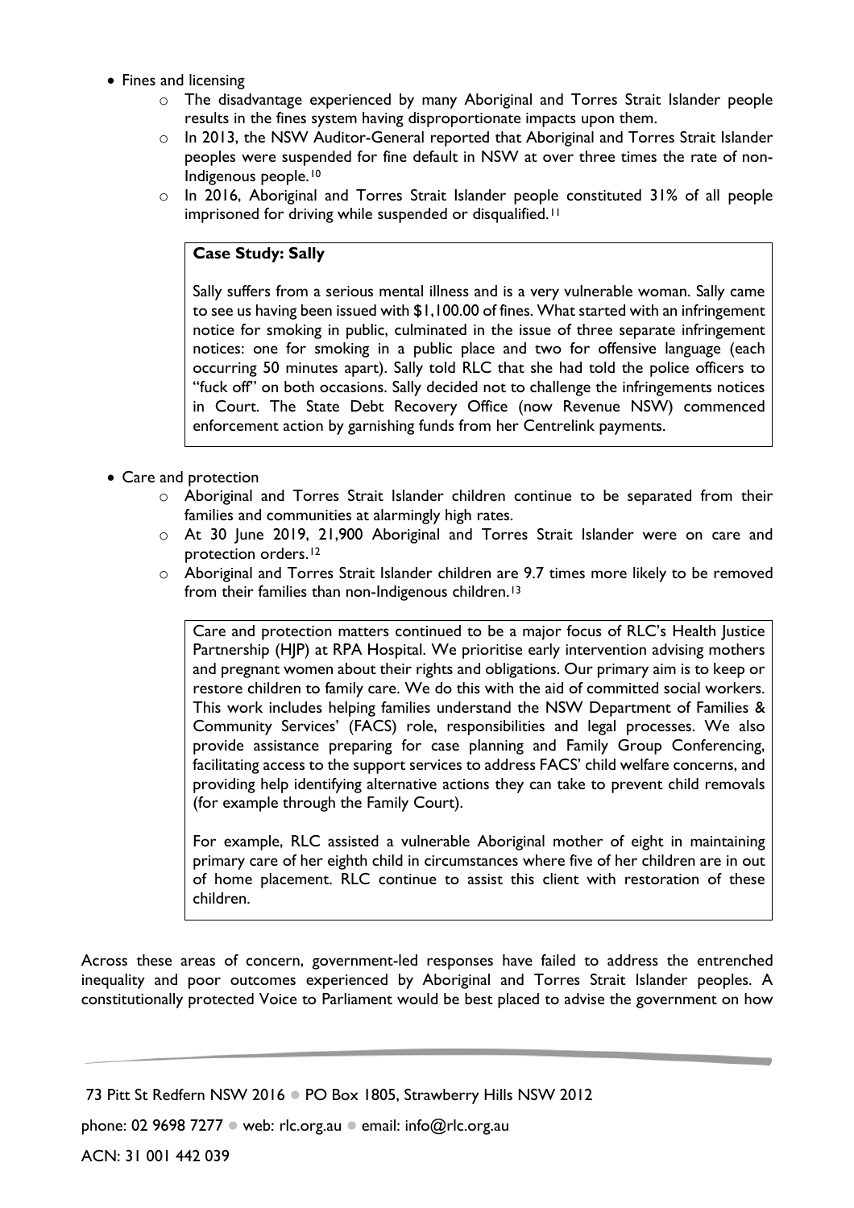- Fines and licensing
  - The disadvantage experienced by many Aboriginal and Torres Strait Islander people results in the fines system having disproportionate impacts upon them.
  - In 2013, the NSW Auditor-General reported that Aboriginal and Torres Strait Islander peoples were suspended for fine default in NSW at over three times the rate of non-Indigenous people.[10]
  - In 2016, Aboriginal and Torres Strait Islander people constituted 31% of all people imprisoned for driving while suspended or disqualified.[11]

> **Case Study: Sally**
>
> Sally suffers from a serious mental illness and is a very vulnerable woman. Sally came to see us having been issued with $1,100.00 of fines. What started with an infringement notice for smoking in public, culminated in the issue of three separate infringement notices: one for smoking in a public place and two for offensive language (each occurring 50 minutes apart). Sally told RLC that she had told the police officers to "fuck off" on both occasions. Sally decided not to challenge the infringements notices in Court. The State Debt Recovery Office (now Revenue NSW) commenced enforcement action by garnishing funds from her Centrelink payments.

- Care and protection
  - Aboriginal and Torres Strait Islander children continue to be separated from their families and communities at alarmingly high rates.
  - At 30 June 2019, 21,900 Aboriginal and Torres Strait Islander were on care and protection orders.[12]
  - Aboriginal and Torres Strait Islander children are 9.7 times more likely to be removed from their families than non-Indigenous children.[13]

> Care and protection matters continued to be a major focus of RLC's Health Justice Partnership (HJP) at RPA Hospital. We prioritise early intervention advising mothers and pregnant women about their rights and obligations. Our primary aim is to keep or restore children to family care. We do this with the aid of committed social workers. This work includes helping families understand the NSW Department of Families & Community Services' (FACS) role, responsibilities and legal processes. We also provide assistance preparing for case planning and Family Group Conferencing, facilitating access to the support services to address FACS' child welfare concerns, and providing help identifying alternative actions they can take to prevent child removals (for example through the Family Court).
>
> For example, RLC assisted a vulnerable Aboriginal mother of eight in maintaining primary care of her eighth child in circumstances where five of her children are in out of home placement. RLC continue to assist this client with restoration of these children.

Across these areas of concern, government-led responses have failed to address the entrenched inequality and poor outcomes experienced by Aboriginal and Torres Strait Islander peoples. A constitutionally protected Voice to Parliament would be best placed to advise the government on how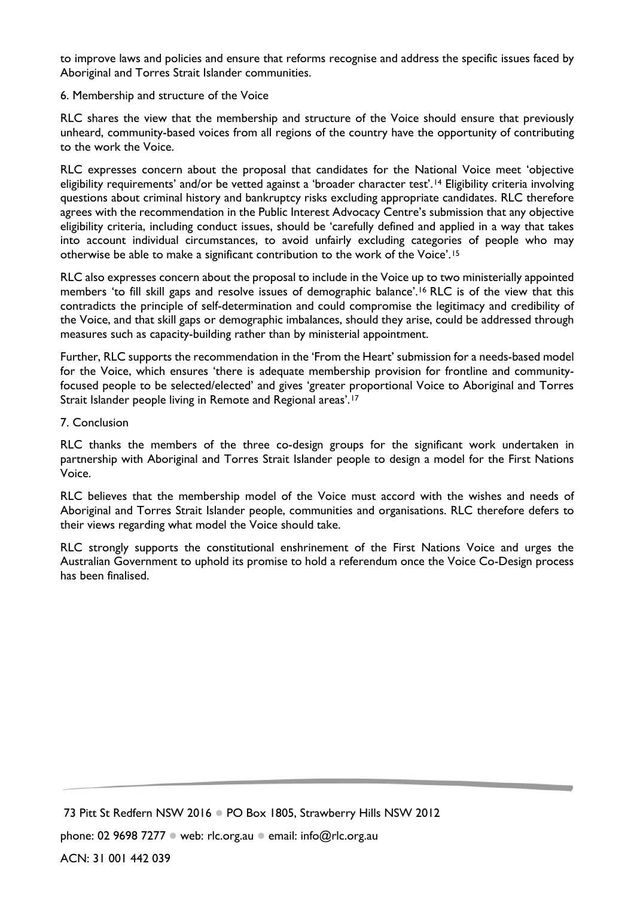to improve laws and policies and ensure that reforms recognise and address the specific issues faced by Aboriginal and Torres Strait Islander communities.

6. Membership and structure of the Voice

RLC shares the view that the membership and structure of the Voice should ensure that previously unheard, community-based voices from all regions of the country have the opportunity of contributing to the work the Voice.

RLC expresses concern about the proposal that candidates for the National Voice meet 'objective eligibility requirements' and/or be vetted against a 'broader character test'.[14] Eligibility criteria involving questions about criminal history and bankruptcy risks excluding appropriate candidates. RLC therefore agrees with the recommendation in the Public Interest Advocacy Centre's submission that any objective eligibility criteria, including conduct issues, should be 'carefully defined and applied in a way that takes into account individual circumstances, to avoid unfairly excluding categories of people who may otherwise be able to make a significant contribution to the work of the Voice'.[15]

RLC also expresses concern about the proposal to include in the Voice up to two ministerially appointed members 'to fill skill gaps and resolve issues of demographic balance'.[16] RLC is of the view that this contradicts the principle of self-determination and could compromise the legitimacy and credibility of the Voice, and that skill gaps or demographic imbalances, should they arise, could be addressed through measures such as capacity-building rather than by ministerial appointment.

Further, RLC supports the recommendation in the 'From the Heart' submission for a needs-based model for the Voice, which ensures 'there is adequate membership provision for frontline and community-focused people to be selected/elected' and gives 'greater proportional Voice to Aboriginal and Torres Strait Islander people living in Remote and Regional areas'.[17]

7. Conclusion

RLC thanks the members of the three co-design groups for the significant work undertaken in partnership with Aboriginal and Torres Strait Islander people to design a model for the First Nations Voice.

RLC believes that the membership model of the Voice must accord with the wishes and needs of Aboriginal and Torres Strait Islander people, communities and organisations. RLC therefore defers to their views regarding what model the Voice should take.

RLC strongly supports the constitutional enshrinement of the First Nations Voice and urges the Australian Government to uphold its promise to hold a referendum once the Voice Co-Design process has been finalised.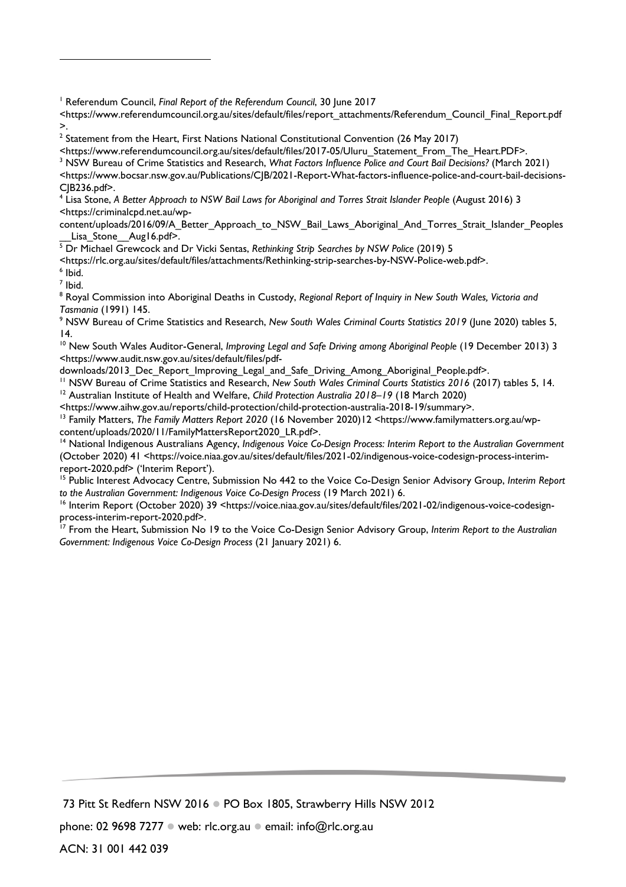[1] Referendum Council, *Final Report of the Referendum Council*, 30 June 2017 <https://www.referendumcouncil.org.au/sites/default/files/report_attachments/Referendum_Council_Final_Report.pdf>.

[2] Statement from the Heart, First Nations National Constitutional Convention (26 May 2017) <https://www.referendumcouncil.org.au/sites/default/files/2017-05/Uluru_Statement_From_The_Heart.PDF>.

[3] NSW Bureau of Crime Statistics and Research, *What Factors Influence Police and Court Bail Decisions?* (March 2021) <https://www.bocsar.nsw.gov.au/Publications/CJB/2021-Report-What-factors-influence-police-and-court-bail-decisions-CJB236.pdf>.

[4] Lisa Stone, *A Better Approach to NSW Bail Laws for Aboriginal and Torres Strait Islander People* (August 2016) 3 <https://criminalcpd.net.au/wp-content/uploads/2016/09/A_Better_Approach_to_NSW_Bail_Laws_Aboriginal_And_Torres_Strait_Islander_Peoples__Lisa_Stone__Aug16.pdf>.

[5] Dr Michael Grewcock and Dr Vicki Sentas, *Rethinking Strip Searches by NSW Police* (2019) 5 <https://rlc.org.au/sites/default/files/attachments/Rethinking-strip-searches-by-NSW-Police-web.pdf>.

[6] Ibid.

[7] Ibid.

[8] Royal Commission into Aboriginal Deaths in Custody, *Regional Report of Inquiry in New South Wales, Victoria and Tasmania* (1991) 145.

[9] NSW Bureau of Crime Statistics and Research, *New South Wales Criminal Courts Statistics 2019* (June 2020) tables 5, 14.

[10] New South Wales Auditor-General, *Improving Legal and Safe Driving among Aboriginal People* (19 December 2013) 3 <https://www.audit.nsw.gov.au/sites/default/files/pdf-downloads/2013_Dec_Report_Improving_Legal_and_Safe_Driving_Among_Aboriginal_People.pdf>.

[11] NSW Bureau of Crime Statistics and Research, *New South Wales Criminal Courts Statistics 2016* (2017) tables 5, 14.

[12] Australian Institute of Health and Welfare, *Child Protection Australia 2018–19* (18 March 2020) <https://www.aihw.gov.au/reports/child-protection/child-protection-australia-2018-19/summary>.

[13] Family Matters, *The Family Matters Report 2020* (16 November 2020)12 <https://www.familymatters.org.au/wp-content/uploads/2020/11/FamilyMattersReport2020_LR.pdf>.

[14] National Indigenous Australians Agency, *Indigenous Voice Co-Design Process: Interim Report to the Australian Government* (October 2020) 41 <https://voice.niaa.gov.au/sites/default/files/2021-02/indigenous-voice-codesign-process-interim-report-2020.pdf> ('Interim Report').

[15] Public Interest Advocacy Centre, Submission No 442 to the Voice Co-Design Senior Advisory Group, *Interim Report to the Australian Government: Indigenous Voice Co-Design Process* (19 March 2021) 6.

[16] Interim Report (October 2020) 39 <https://voice.niaa.gov.au/sites/default/files/2021-02/indigenous-voice-codesign-process-interim-report-2020.pdf>.

[17] From the Heart, Submission No 19 to the Voice Co-Design Senior Advisory Group, *Interim Report to the Australian Government: Indigenous Voice Co-Design Process* (21 January 2021) 6.

73 Pitt St Redfern NSW 2016 ● PO Box 1805, Strawberry Hills NSW 2012

phone: 02 9698 7277 ● web: rlc.org.au ● email: info@rlc.org.au

ACN: 31 001 442 039